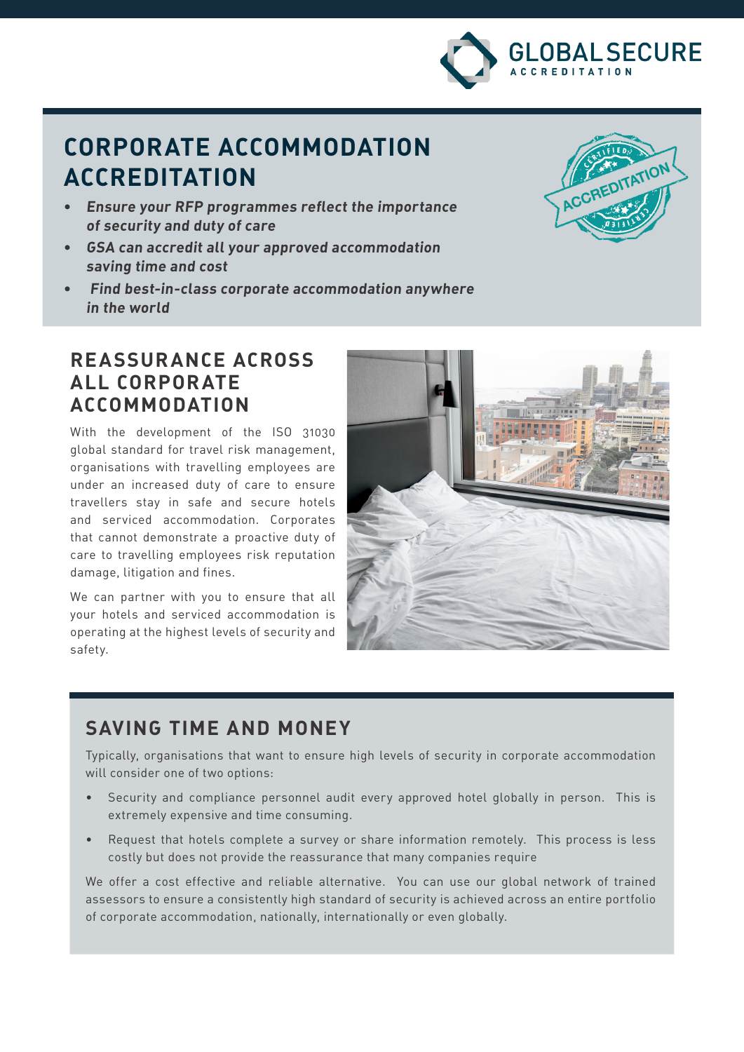GLOBAL SECURE ACCREDITATION

# CORPORATE ACCOMMODATION ACCREDITATION

- ***Ensure your RFP programmes reflect the importance of security and duty of care***
- ***GSA can accredit all your approved accommodation saving time and cost***
- ***Find best-in-class corporate accommodation anywhere in the world***

## REASSURANCE ACROSS ALL CORPORATE ACCOMMODATION

With the development of the ISO 31030 global standard for travel risk management, organisations with travelling employees are under an increased duty of care to ensure travellers stay in safe and secure hotels and serviced accommodation. Corporates that cannot demonstrate a proactive duty of care to travelling employees risk reputation damage, litigation and fines.

We can partner with you to ensure that all your hotels and serviced accommodation is operating at the highest levels of security and safety.

## SAVING TIME AND MONEY

Typically, organisations that want to ensure high levels of security in corporate accommodation will consider one of two options:

- Security and compliance personnel audit every approved hotel globally in person. This is extremely expensive and time consuming.
- Request that hotels complete a survey or share information remotely. This process is less costly but does not provide the reassurance that many companies require

We offer a cost effective and reliable alternative. You can use our global network of trained assessors to ensure a consistently high standard of security is achieved across an entire portfolio of corporate accommodation, nationally, internationally or even globally.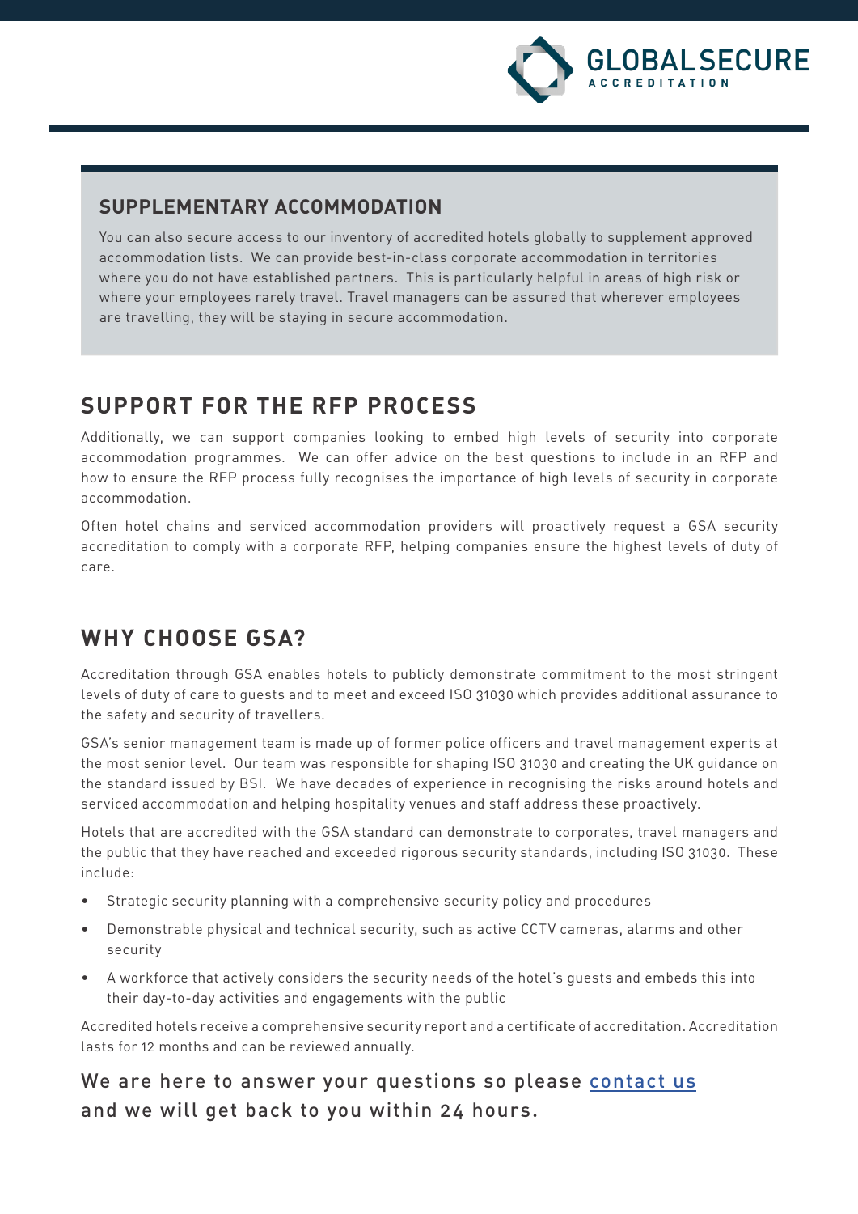## SUPPLEMENTARY ACCOMMODATION

You can also secure access to our inventory of accredited hotels globally to supplement approved accommodation lists. We can provide best-in-class corporate accommodation in territories where you do not have established partners. This is particularly helpful in areas of high risk or where your employees rarely travel. Travel managers can be assured that wherever employees are travelling, they will be staying in secure accommodation.

## SUPPORT FOR THE RFP PROCESS

Additionally, we can support companies looking to embed high levels of security into corporate accommodation programmes. We can offer advice on the best questions to include in an RFP and how to ensure the RFP process fully recognises the importance of high levels of security in corporate accommodation.

Often hotel chains and serviced accommodation providers will proactively request a GSA security accreditation to comply with a corporate RFP, helping companies ensure the highest levels of duty of care.

## WHY CHOOSE GSA?

Accreditation through GSA enables hotels to publicly demonstrate commitment to the most stringent levels of duty of care to guests and to meet and exceed ISO 31030 which provides additional assurance to the safety and security of travellers.

GSA's senior management team is made up of former police officers and travel management experts at the most senior level. Our team was responsible for shaping ISO 31030 and creating the UK guidance on the standard issued by BSI. We have decades of experience in recognising the risks around hotels and serviced accommodation and helping hospitality venues and staff address these proactively.

Hotels that are accredited with the GSA standard can demonstrate to corporates, travel managers and the public that they have reached and exceeded rigorous security standards, including ISO 31030. These include:

- Strategic security planning with a comprehensive security policy and procedures
- Demonstrable physical and technical security, such as active CCTV cameras, alarms and other security
- A workforce that actively considers the security needs of the hotel's guests and embeds this into their day-to-day activities and engagements with the public

Accredited hotels receive a comprehensive security report and a certificate of accreditation. Accreditation lasts for 12 months and can be reviewed annually.

We are here to answer your questions so please contact us and we will get back to you within 24 hours.